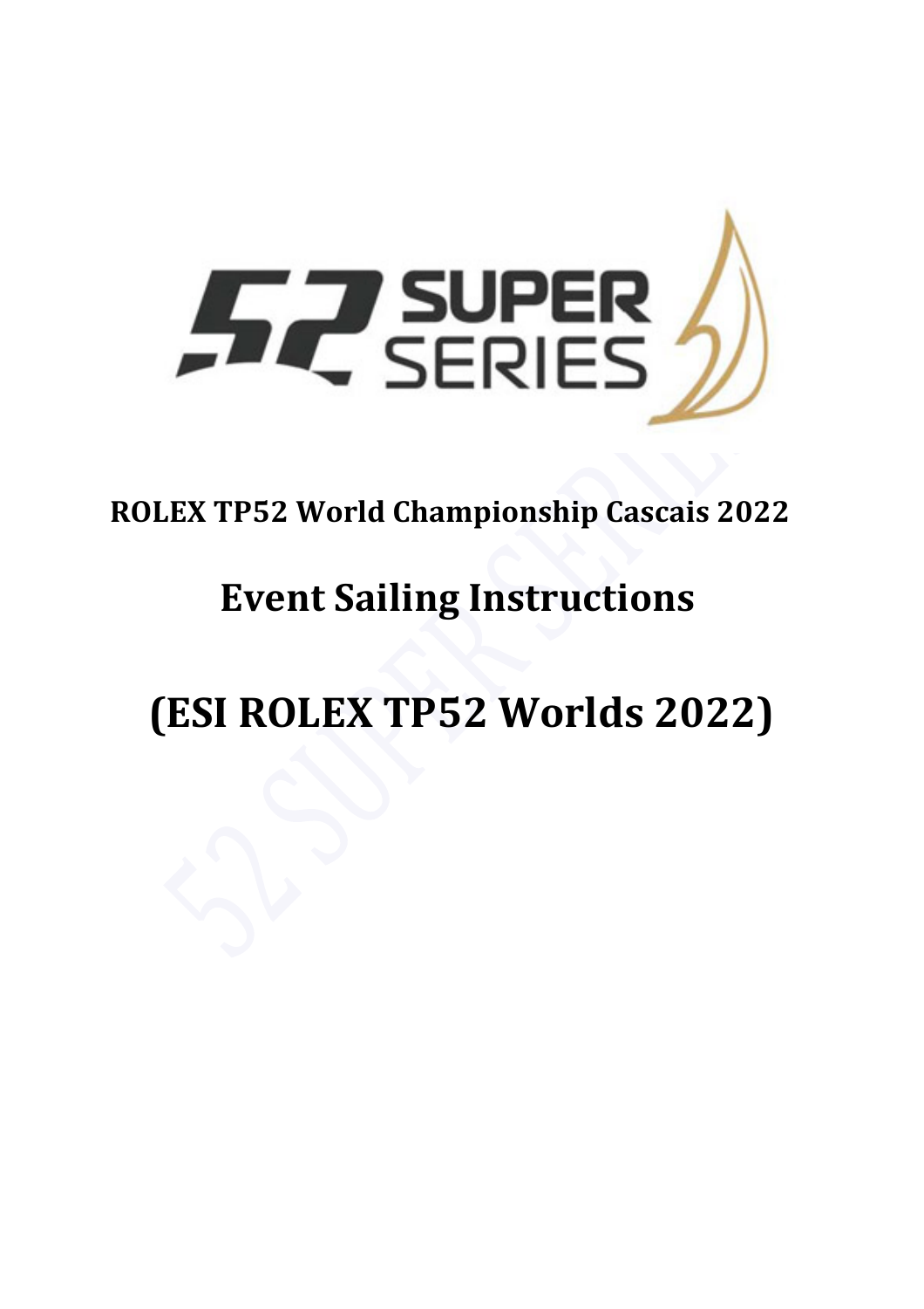**ROLEX TP52 World Championship Cascais 2022**

# Event Sailing Instructions

# (ESI ROLEX TP52 Worlds 2022)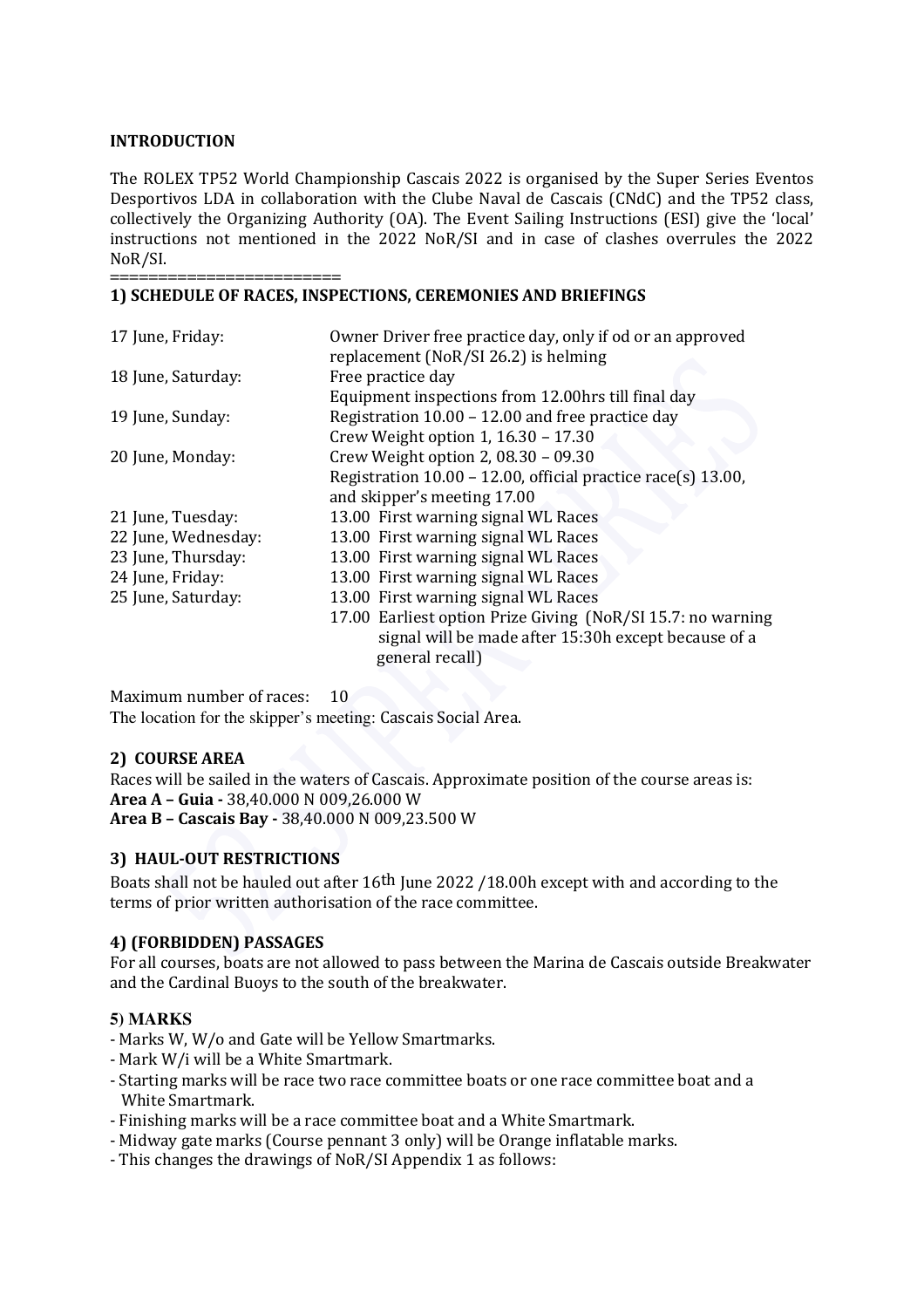## INTRODUCTION

The ROLEX TP52 World Championship Cascais 2022 is organised by the Super Series Eventos Desportivos LDA in collaboration with the Clube Naval de Cascais (CNdC) and the TP52 class, collectively the Organizing Authority (OA). The Event Sailing Instructions (ESI) give the 'local' instructions not mentioned in the 2022 NoR/SI and in case of clashes overrules the 2022 NoR/SI.

========================

## 1) SCHEDULE OF RACES, INSPECTIONS, CEREMONIES AND BRIEFINGS

| | |
|---|---|
| 17 June, Friday: | Owner Driver free practice day, only if od or an approved replacement (NoR/SI 26.2) is helming |
| 18 June, Saturday: | Free practice day<br>Equipment inspections from 12.00hrs till final day |
| 19 June, Sunday: | Registration 10.00 – 12.00 and free practice day<br>Crew Weight option 1, 16.30 – 17.30 |
| 20 June, Monday: | Crew Weight option 2, 08.30 – 09.30<br>Registration 10.00 – 12.00, official practice race(s) 13.00, and skipper's meeting 17.00 |
| 21 June, Tuesday: | 13.00 First warning signal WL Races |
| 22 June, Wednesday: | 13.00 First warning signal WL Races |
| 23 June, Thursday: | 13.00 First warning signal WL Races |
| 24 June, Friday: | 13.00 First warning signal WL Races |
| 25 June, Saturday: | 13.00 First warning signal WL Races<br>17.00 Earliest option Prize Giving (NoR/SI 15.7: no warning signal will be made after 15:30h except because of a general recall) |

Maximum number of races: 10

The location for the skipper's meeting: Cascais Social Area.

## 2) COURSE AREA

Races will be sailed in the waters of Cascais. Approximate position of the course areas is:

**Area A – Guia -** 38,40.000 N 009,26.000 W

**Area B – Cascais Bay -** 38,40.000 N 009,23.500 W

## 3) HAUL-OUT RESTRICTIONS

Boats shall not be hauled out after 16th June 2022 /18.00h except with and according to the terms of prior written authorisation of the race committee.

## 4) (FORBIDDEN) PASSAGES

For all courses, boats are not allowed to pass between the Marina de Cascais outside Breakwater and the Cardinal Buoys to the south of the breakwater.

## 5) MARKS

- Marks W, W/o and Gate will be Yellow Smartmarks.
- Mark W/i will be a White Smartmark.
- Starting marks will be race two race committee boats or one race committee boat and a White Smartmark.
- Finishing marks will be a race committee boat and a White Smartmark.
- Midway gate marks (Course pennant 3 only) will be Orange inflatable marks.
- This changes the drawings of NoR/SI Appendix 1 as follows: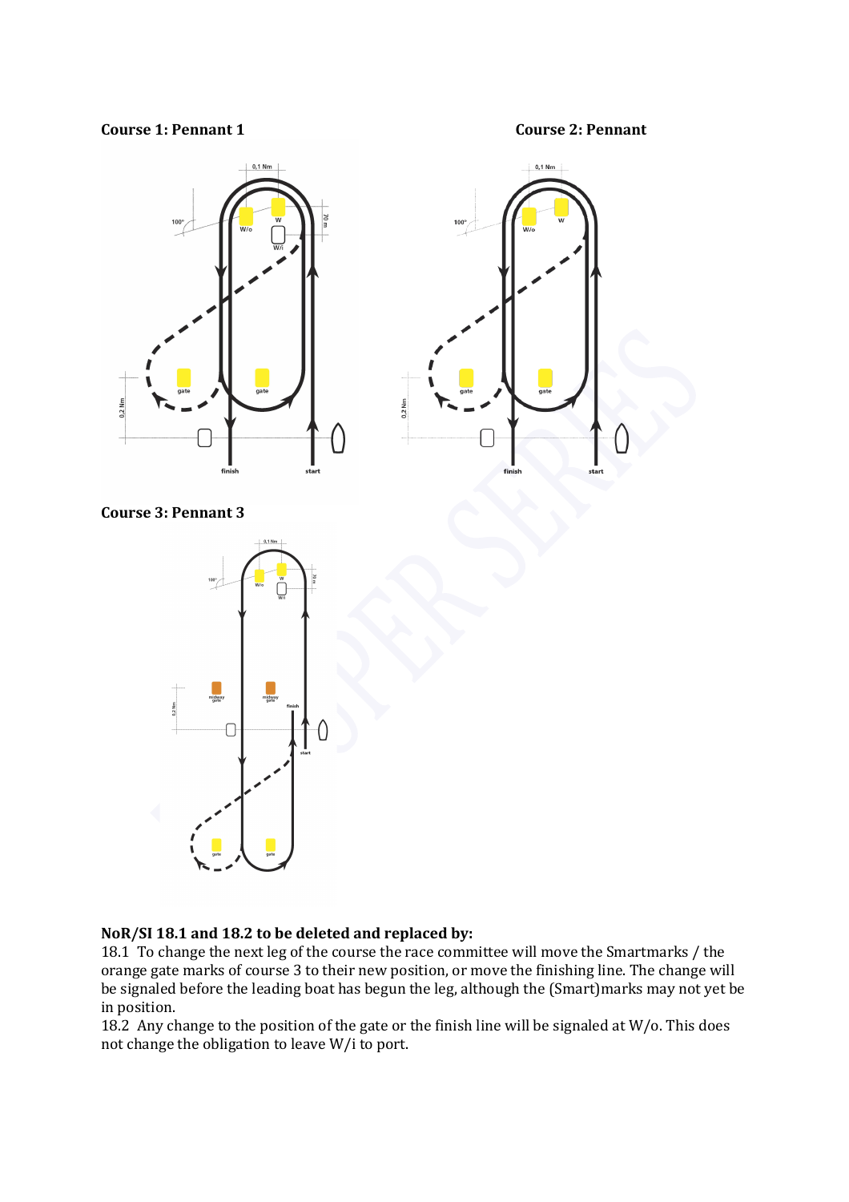**Course 1: Pennant 1**

**Course 2: Pennant**

**Course 3: Pennant 3**

**NoR/SI 18.1 and 18.2 to be deleted and replaced by:**

18.1 To change the next leg of the course the race committee will move the Smartmarks / the orange gate marks of course 3 to their new position, or move the finishing line. The change will be signaled before the leading boat has begun the leg, although the (Smart)marks may not yet be in position.

18.2 Any change to the position of the gate or the finish line will be signaled at W/o. This does not change the obligation to leave W/i to port.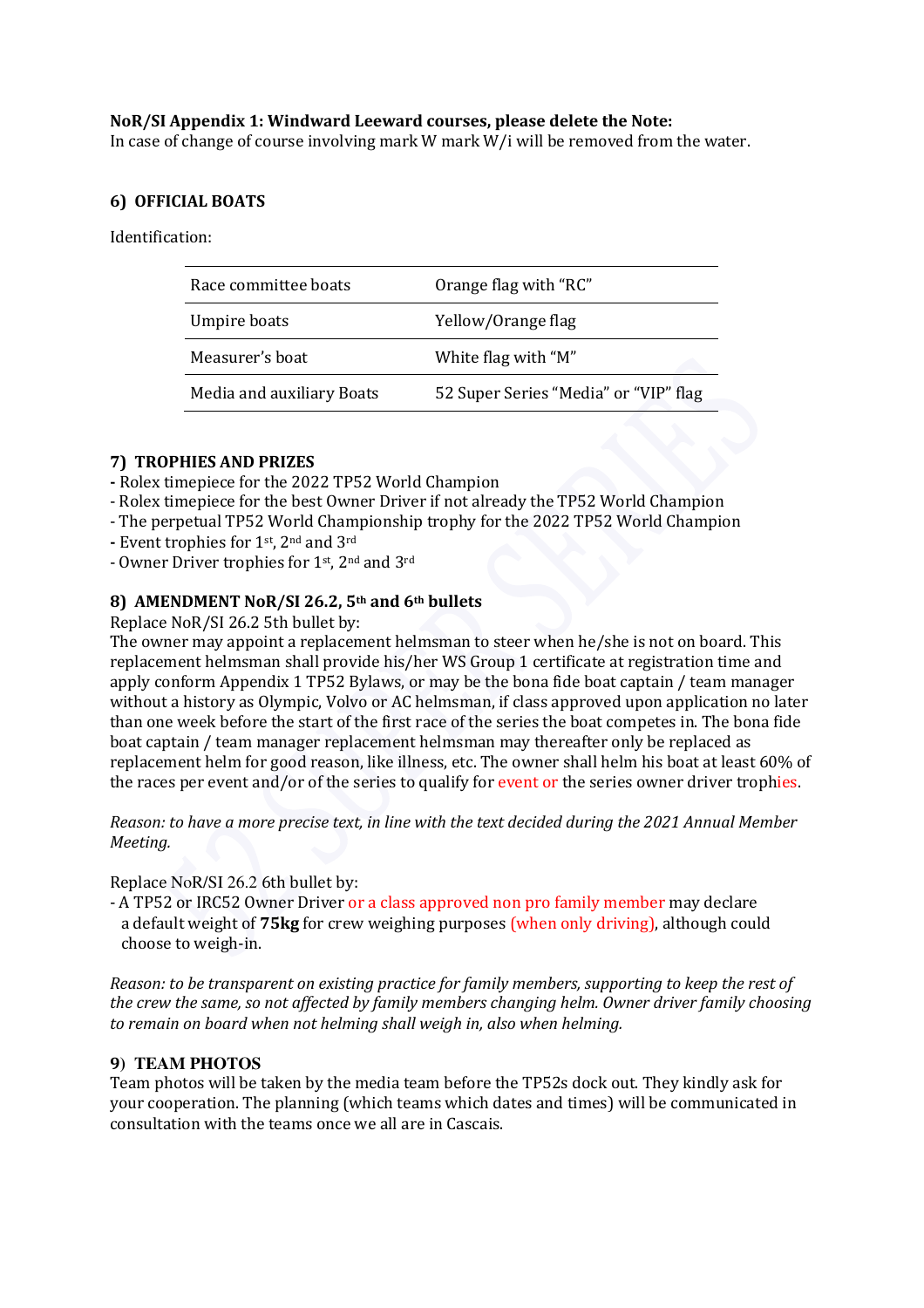**NoR/SI Appendix 1: Windward Leeward courses, please delete the Note:**
In case of change of course involving mark W mark W/i will be removed from the water.

## 6) OFFICIAL BOATS

Identification:

| | |
|---|---|
| Race committee boats | Orange flag with "RC" |
| Umpire boats | Yellow/Orange flag |
| Measurer's boat | White flag with "M" |
| Media and auxiliary Boats | 52 Super Series "Media" or "VIP" flag |

## 7) TROPHIES AND PRIZES

- Rolex timepiece for the 2022 TP52 World Champion
- Rolex timepiece for the best Owner Driver if not already the TP52 World Champion
- The perpetual TP52 World Championship trophy for the 2022 TP52 World Champion
- Event trophies for 1st, 2nd and 3rd
- Owner Driver trophies for 1st, 2nd and 3rd

## 8) AMENDMENT NoR/SI 26.2, 5th and 6th bullets

Replace NoR/SI 26.2 5th bullet by:
The owner may appoint a replacement helmsman to steer when he/she is not on board. This replacement helmsman shall provide his/her WS Group 1 certificate at registration time and apply conform Appendix 1 TP52 Bylaws, or may be the bona fide boat captain / team manager without a history as Olympic, Volvo or AC helmsman, if class approved upon application no later than one week before the start of the first race of the series the boat competes in. The bona fide boat captain / team manager replacement helmsman may thereafter only be replaced as replacement helm for good reason, like illness, etc. The owner shall helm his boat at least 60% of the races per event and/or of the series to qualify for event or the series owner driver trophies.

*Reason: to have a more precise text, in line with the text decided during the 2021 Annual Member Meeting.*

Replace NoR/SI 26.2 6th bullet by:
- A TP52 or IRC52 Owner Driver or a class approved non pro family member may declare a default weight of **75kg** for crew weighing purposes (when only driving), although could choose to weigh-in.

*Reason: to be transparent on existing practice for family members, supporting to keep the rest of the crew the same, so not affected by family members changing helm. Owner driver family choosing to remain on board when not helming shall weigh in, also when helming.*

## 9) TEAM PHOTOS

Team photos will be taken by the media team before the TP52s dock out. They kindly ask for your cooperation. The planning (which teams which dates and times) will be communicated in consultation with the teams once we all are in Cascais.